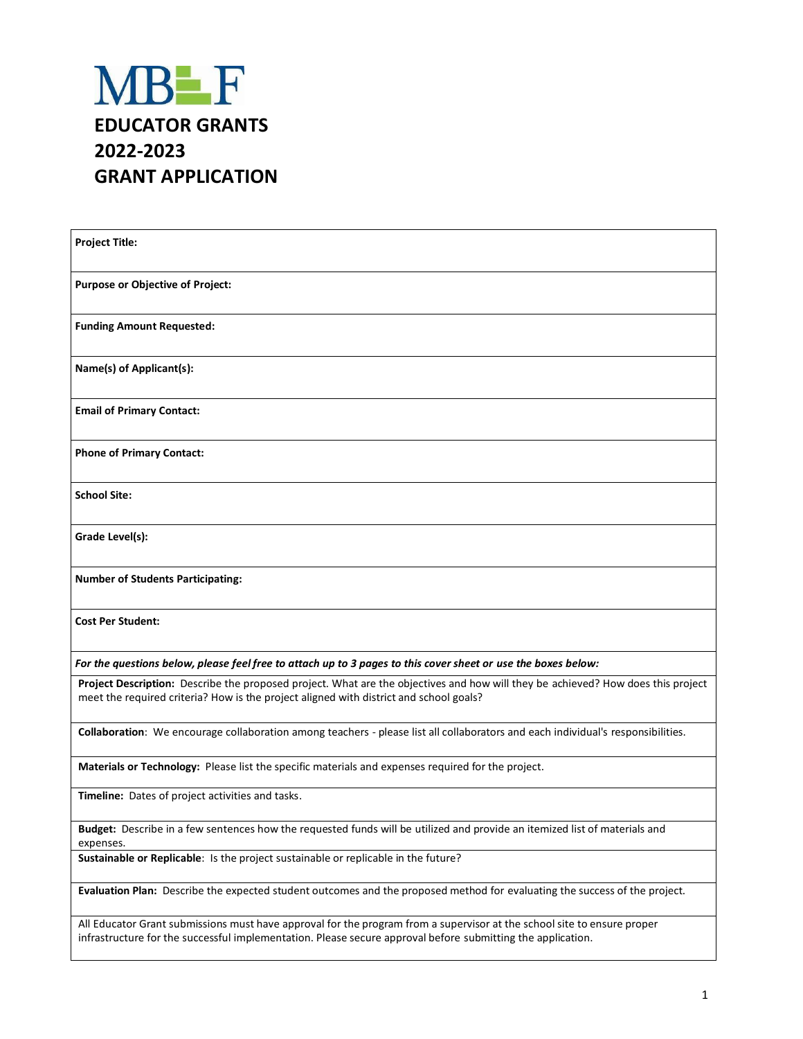# MBEF

## EDUCATOR GRANTS 2022-2023 GRANT APPLICATION

| **Project Title:** |
|---|
| **Purpose or Objective of Project:** |
| **Funding Amount Requested:** |
| **Name(s) of Applicant(s):** |
| **Email of Primary Contact:** |
| **Phone of Primary Contact:** |
| **School Site:** |
| **Grade Level(s):** |
| **Number of Students Participating:** |
| **Cost Per Student:** |
| ***For the questions below, please feel free to attach up to 3 pages to this cover sheet or use the boxes below:*** |
| **Project Description:** Describe the proposed project. What are the objectives and how will they be achieved? How does this project meet the required criteria? How is the project aligned with district and school goals? |
| **Collaboration**: We encourage collaboration among teachers - please list all collaborators and each individual's responsibilities. |
| **Materials or Technology:** Please list the specific materials and expenses required for the project. |
| **Timeline:** Dates of project activities and tasks. |
| **Budget:** Describe in a few sentences how the requested funds will be utilized and provide an itemized list of materials and expenses. |
| **Sustainable or Replicable**: Is the project sustainable or replicable in the future? |
| **Evaluation Plan:** Describe the expected student outcomes and the proposed method for evaluating the success of the project. |
| All Educator Grant submissions must have approval for the program from a supervisor at the school site to ensure proper infrastructure for the successful implementation. Please secure approval before submitting the application. |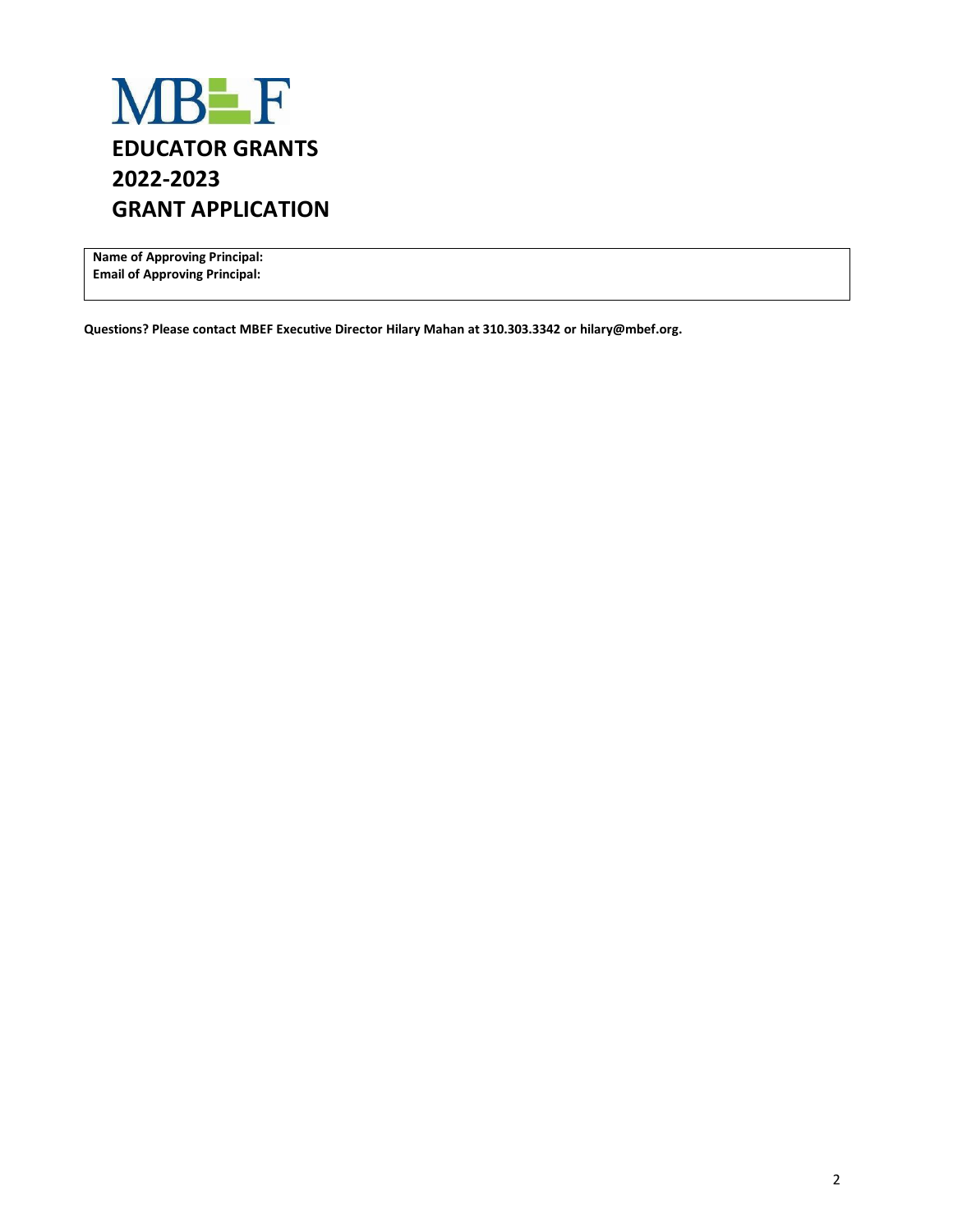MBEF

# EDUCATOR GRANTS 2022-2023 GRANT APPLICATION

| |
|---|
| **Name of Approving Principal:**<br>**Email of Approving Principal:** |

**Questions? Please contact MBEF Executive Director Hilary Mahan at 310.303.3342 or hilary@mbef.org.**